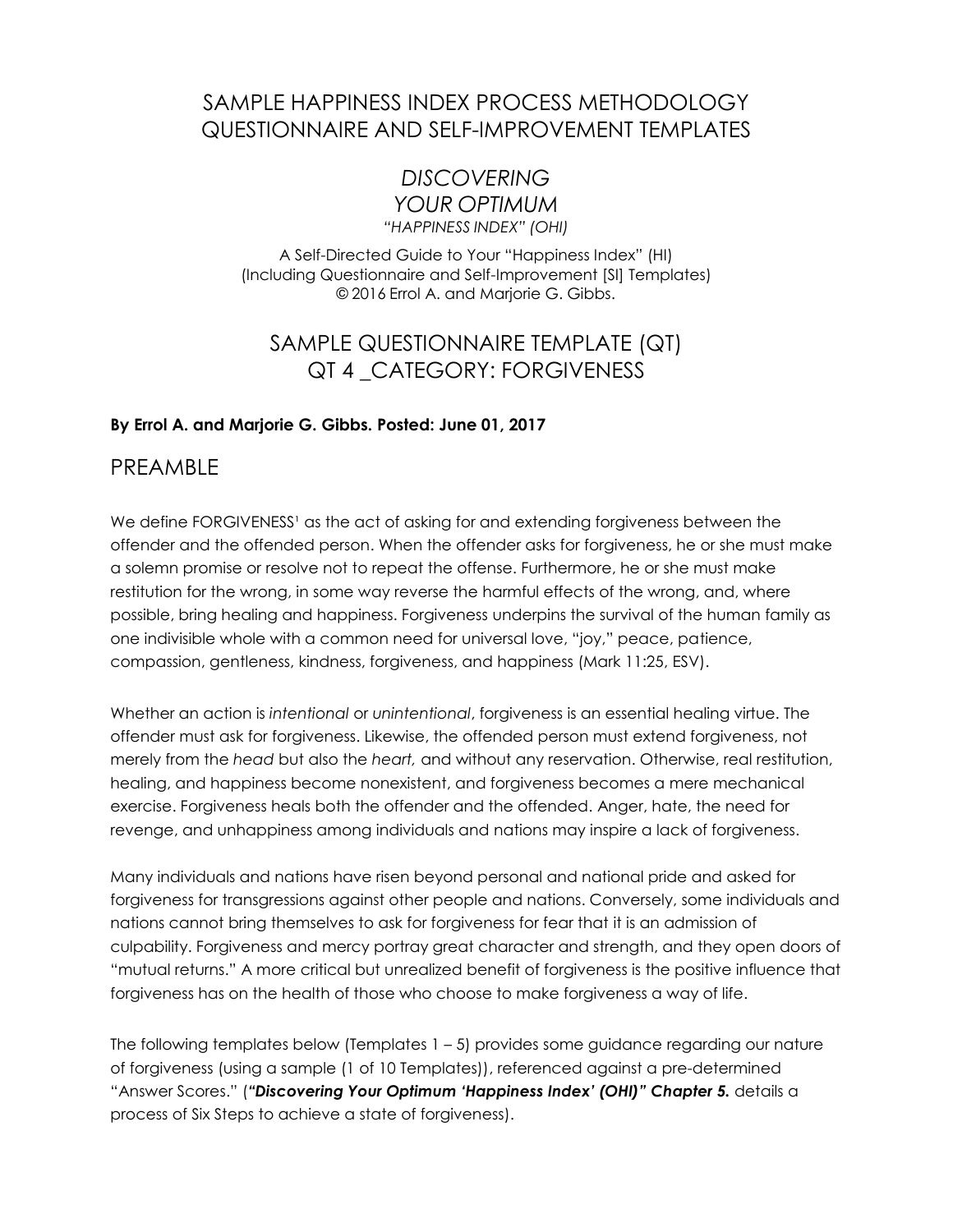# SAMPLE HAPPINESS INDEX PROCESS METHODOLOGY QUESTIONNAIRE AND SELF-IMPROVEMENT TEMPLATES

## *DISCOVERING YOUR OPTIMUM*

*"HAPPINESS INDEX" (OHI)*

A Self-Directed Guide to Your "Happiness Index" (HI)
(Including Questionnaire and Self-Improvement [SI] Templates)
© 2016 Errol A. and Marjorie G. Gibbs.

## SAMPLE QUESTIONNAIRE TEMPLATE (QT)
## QT 4 _CATEGORY: FORGIVENESS

**By Errol A. and Marjorie G. Gibbs. Posted: June 01, 2017**

## PREAMBLE

We define FORGIVENESS[1] as the act of asking for and extending forgiveness between the offender and the offended person. When the offender asks for forgiveness, he or she must make a solemn promise or resolve not to repeat the offense. Furthermore, he or she must make restitution for the wrong, in some way reverse the harmful effects of the wrong, and, where possible, bring healing and happiness. Forgiveness underpins the survival of the human family as one indivisible whole with a common need for universal love, "joy," peace, patience, compassion, gentleness, kindness, forgiveness, and happiness (Mark 11:25, ESV).

Whether an action is *intentional* or *unintentional*, forgiveness is an essential healing virtue. The offender must ask for forgiveness. Likewise, the offended person must extend forgiveness, not merely from the *head* but also the *heart,* and without any reservation. Otherwise, real restitution, healing, and happiness become nonexistent, and forgiveness becomes a mere mechanical exercise. Forgiveness heals both the offender and the offended. Anger, hate, the need for revenge, and unhappiness among individuals and nations may inspire a lack of forgiveness.

Many individuals and nations have risen beyond personal and national pride and asked for forgiveness for transgressions against other people and nations. Conversely, some individuals and nations cannot bring themselves to ask for forgiveness for fear that it is an admission of culpability. Forgiveness and mercy portray great character and strength, and they open doors of "mutual returns." A more critical but unrealized benefit of forgiveness is the positive influence that forgiveness has on the health of those who choose to make forgiveness a way of life.

The following templates below (Templates 1 – 5) provides some guidance regarding our nature of forgiveness (using a sample (1 of 10 Templates)), referenced against a pre-determined "Answer Scores." (***"Discovering Your Optimum 'Happiness Index' (OHI)" Chapter 5.*** details a process of Six Steps to achieve a state of forgiveness).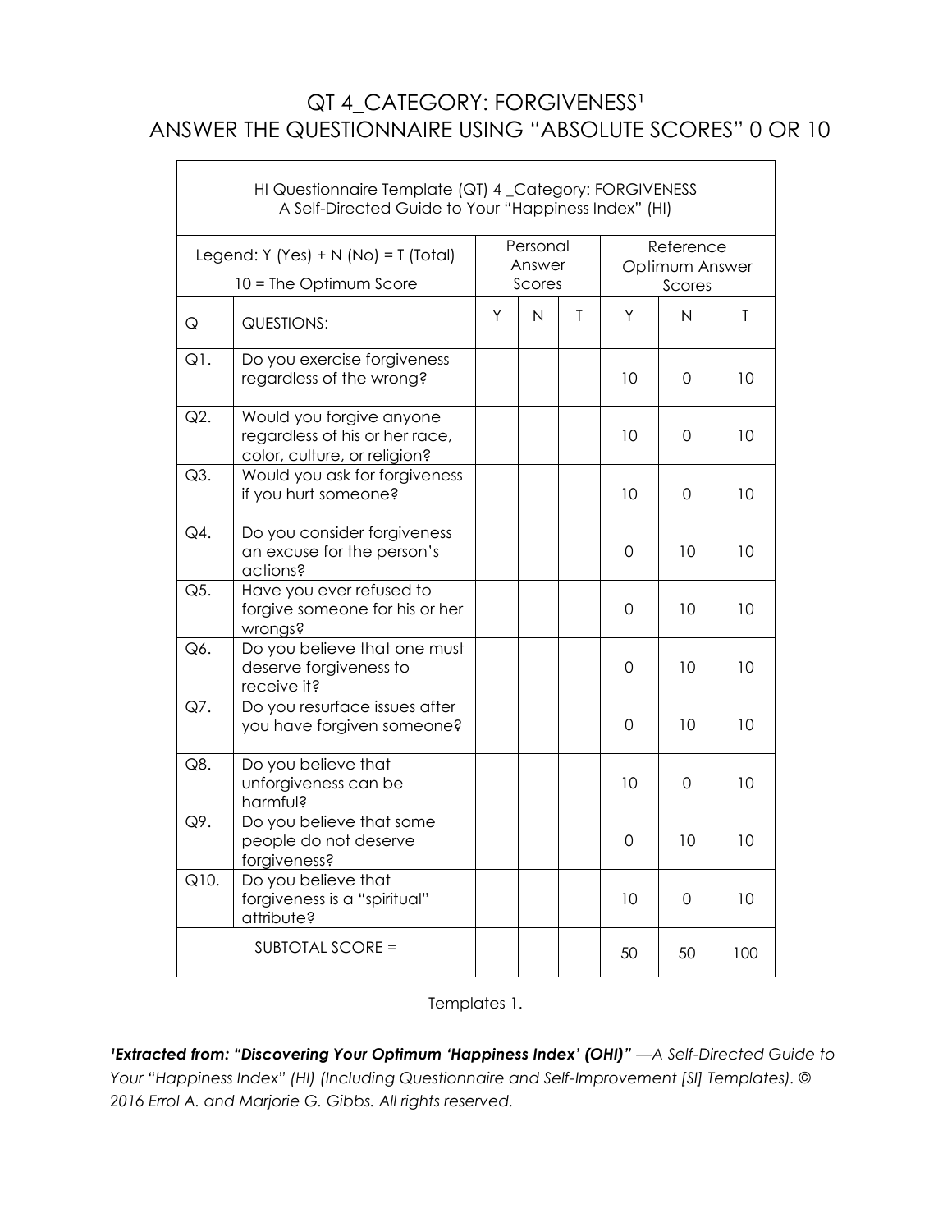# QT 4_CATEGORY: FORGIVENESS[1]
## ANSWER THE QUESTIONNAIRE USING "ABSOLUTE SCORES" 0 OR 10

| HI Questionnaire Template (QT) 4 _Category: FORGIVENESS A Self-Directed Guide to Your "Happiness Index" (HI) | | | | | | | |
|---|---|---|---|---|---|---|---|
| Legend: Y (Yes) + N (No) = T (Total) 10 = The Optimum Score | | Personal Answer Scores | | | Reference Optimum Answer Scores | | |
| Q | QUESTIONS: | Y | N | T | Y | N | T |
| Q1. | Do you exercise forgiveness regardless of the wrong? | | | | 10 | 0 | 10 |
| Q2. | Would you forgive anyone regardless of his or her race, color, culture, or religion? | | | | 10 | 0 | 10 |
| Q3. | Would you ask for forgiveness if you hurt someone? | | | | 10 | 0 | 10 |
| Q4. | Do you consider forgiveness an excuse for the person's actions? | | | | 0 | 10 | 10 |
| Q5. | Have you ever refused to forgive someone for his or her wrongs? | | | | 0 | 10 | 10 |
| Q6. | Do you believe that one must deserve forgiveness to receive it? | | | | 0 | 10 | 10 |
| Q7. | Do you resurface issues after you have forgiven someone? | | | | 0 | 10 | 10 |
| Q8. | Do you believe that unforgiveness can be harmful? | | | | 10 | 0 | 10 |
| Q9. | Do you believe that some people do not deserve forgiveness? | | | | 0 | 10 | 10 |
| Q10. | Do you believe that forgiveness is a "spiritual" attribute? | | | | 10 | 0 | 10 |
| SUBTOTAL SCORE = | | | | | 50 | 50 | 100 |

Templates 1.

[1]***Extracted from: "Discovering Your Optimum 'Happiness Index' (OHI)"** —A Self-Directed Guide to Your "Happiness Index" (HI) (Including Questionnaire and Self-Improvement [SI] Templates). © 2016 Errol A. and Marjorie G. Gibbs. All rights reserved.*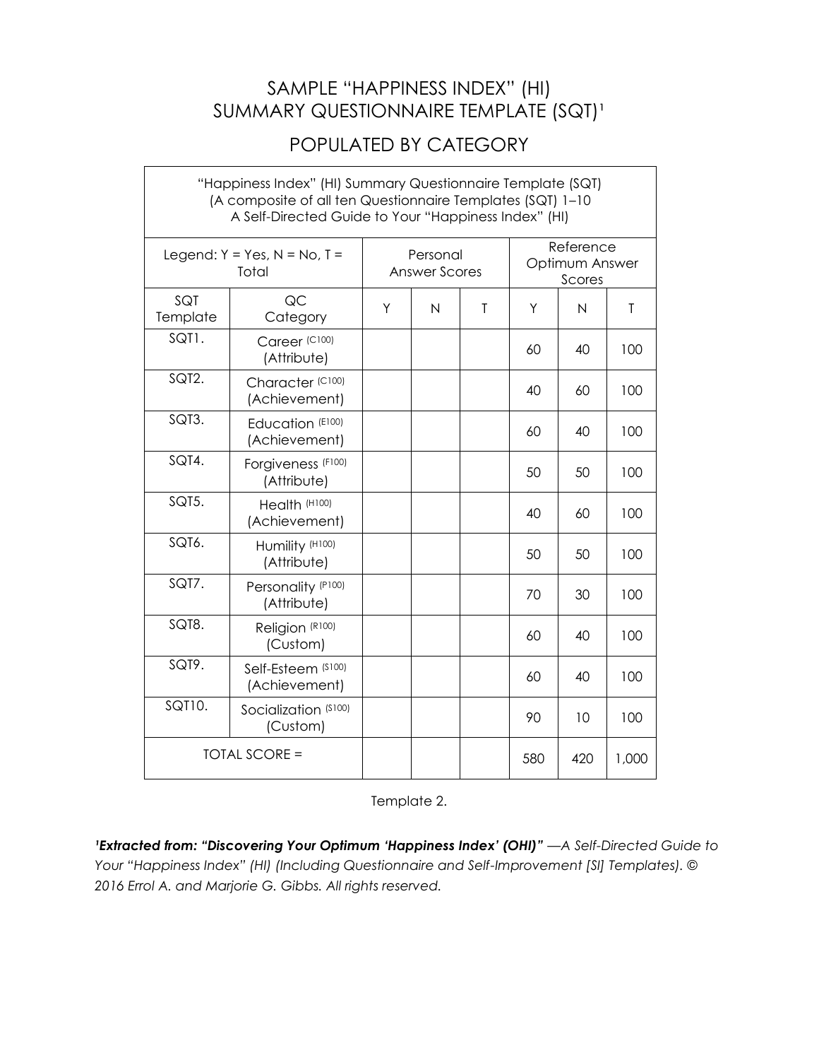# SAMPLE "HAPPINESS INDEX" (HI) SUMMARY QUESTIONNAIRE TEMPLATE (SQT)[1]

## POPULATED BY CATEGORY

| "Happiness Index" (HI) Summary Questionnaire Template (SQT) (A composite of all ten Questionnaire Templates (SQT) 1–10 A Self-Directed Guide to Your "Happiness Index" (HI) | | | | | | | |
|---|---|---|---|---|---|---|---|
| Legend: Y = Yes, N = No, T = Total | | Personal Answer Scores | | | Reference Optimum Answer Scores | | |
| SQT Template | QC Category | Y | N | T | Y | N | T |
| SQT1. | Career (C100) (Attribute) | | | | 60 | 40 | 100 |
| SQT2. | Character (C100) (Achievement) | | | | 40 | 60 | 100 |
| SQT3. | Education (E100) (Achievement) | | | | 60 | 40 | 100 |
| SQT4. | Forgiveness (F100) (Attribute) | | | | 50 | 50 | 100 |
| SQT5. | Health (H100) (Achievement) | | | | 40 | 60 | 100 |
| SQT6. | Humility (H100) (Attribute) | | | | 50 | 50 | 100 |
| SQT7. | Personality (P100) (Attribute) | | | | 70 | 30 | 100 |
| SQT8. | Religion (R100) (Custom) | | | | 60 | 40 | 100 |
| SQT9. | Self-Esteem (S100) (Achievement) | | | | 60 | 40 | 100 |
| SQT10. | Socialization (S100) (Custom) | | | | 90 | 10 | 100 |
| TOTAL SCORE = | | | | | 580 | 420 | 1,000 |

Template 2.

[1]***Extracted from: "Discovering Your Optimum 'Happiness Index' (OHI)"*** *—A Self-Directed Guide to Your "Happiness Index" (HI) (Including Questionnaire and Self-Improvement [SI] Templates). © 2016 Errol A. and Marjorie G. Gibbs. All rights reserved.*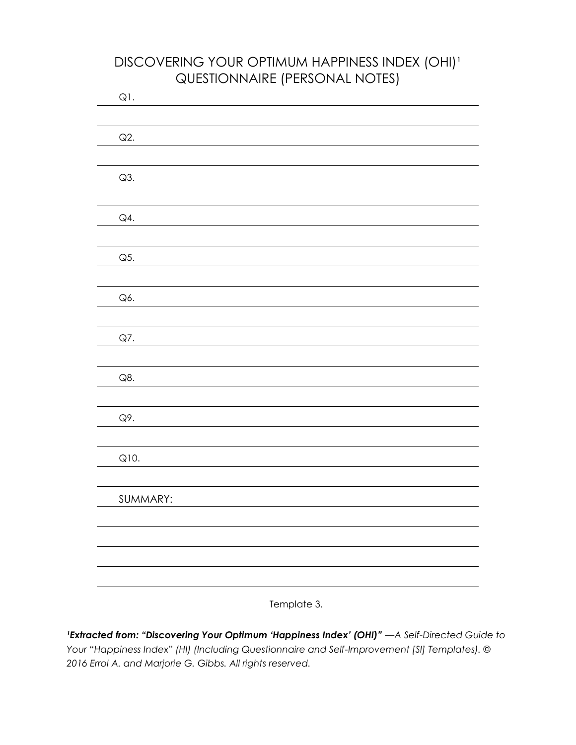# DISCOVERING YOUR OPTIMUM HAPPINESS INDEX (OHI)[1]
## QUESTIONNAIRE (PERSONAL NOTES)

Q1. ______________________________________________

______________________________________________

Q2. ______________________________________________

______________________________________________

Q3. ______________________________________________

______________________________________________

Q4. ______________________________________________

______________________________________________

Q5. ______________________________________________

______________________________________________

Q6. ______________________________________________

______________________________________________

Q7. ______________________________________________

______________________________________________

Q8. ______________________________________________

______________________________________________

Q9. ______________________________________________

______________________________________________

Q10. ______________________________________________

______________________________________________

SUMMARY: ______________________________________________

______________________________________________

______________________________________________

______________________________________________

______________________________________________

Template 3.

[1]***Extracted from: "Discovering Your Optimum 'Happiness Index' (OHI)"*** *—A Self-Directed Guide to Your "Happiness Index" (HI) (Including Questionnaire and Self-Improvement [SI] Templates). © 2016 Errol A. and Marjorie G. Gibbs. All rights reserved.*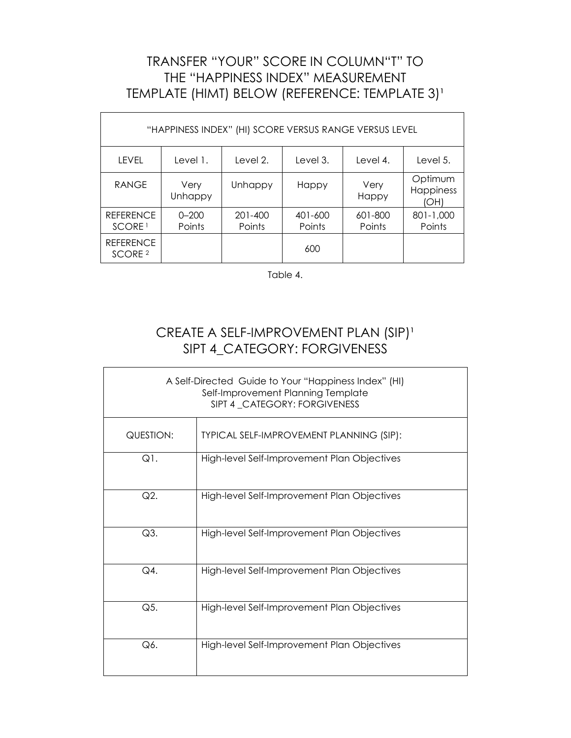# TRANSFER "YOUR" SCORE IN COLUMN"T" TO THE "HAPPINESS INDEX" MEASUREMENT TEMPLATE (HIMT) BELOW (REFERENCE: TEMPLATE 3)[1]

| "HAPPINESS INDEX" (HI) SCORE VERSUS RANGE VERSUS LEVEL | | | | | |
|---|---|---|---|---|---|
| LEVEL | Level 1. | Level 2. | Level 3. | Level 4. | Level 5. |
| RANGE | Very Unhappy | Unhappy | Happy | Very Happy | Optimum Happiness (OH) |
| REFERENCE SCORE [1] | 0–200 Points | 201-400 Points | 401-600 Points | 601-800 Points | 801-1,000 Points |
| REFERENCE SCORE [2] | | | 600 | | |

Table 4.

# CREATE A SELF-IMPROVEMENT PLAN (SIP)[1] SIPT 4_CATEGORY: FORGIVENESS

| A Self-Directed Guide to Your "Happiness Index" (HI) Self-Improvement Planning Template SIPT 4 _CATEGORY: FORGIVENESS | |
|---|---|
| QUESTION: | TYPICAL SELF-IMPROVEMENT PLANNING (SIP): |
| Q1. | High-level Self-Improvement Plan Objectives |
| Q2. | High-level Self-Improvement Plan Objectives |
| Q3. | High-level Self-Improvement Plan Objectives |
| Q4. | High-level Self-Improvement Plan Objectives |
| Q5. | High-level Self-Improvement Plan Objectives |
| Q6. | High-level Self-Improvement Plan Objectives |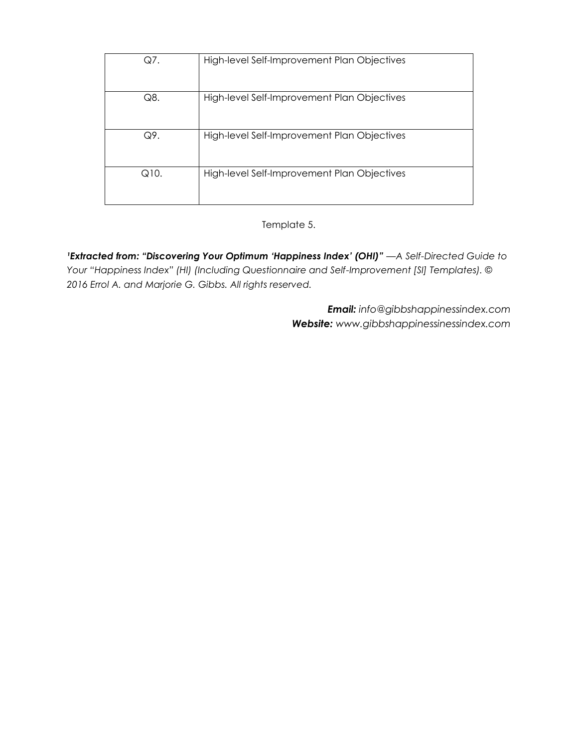| | |
|---|---|
| Q7. | High-level Self-Improvement Plan Objectives |
| Q8. | High-level Self-Improvement Plan Objectives |
| Q9. | High-level Self-Improvement Plan Objectives |
| Q10. | High-level Self-Improvement Plan Objectives |

Template 5.

***'Extracted from: "Discovering Your Optimum 'Happiness Index' (OHI)"*** *—A Self-Directed Guide to Your "Happiness Index" (HI) (Including Questionnaire and Self-Improvement [SI] Templates). © 2016 Errol A. and Marjorie G. Gibbs. All rights reserved.*

***Email:*** *info@gibbshappinessindex.com*
***Website:*** *www.gibbshappinessinessindex.com*